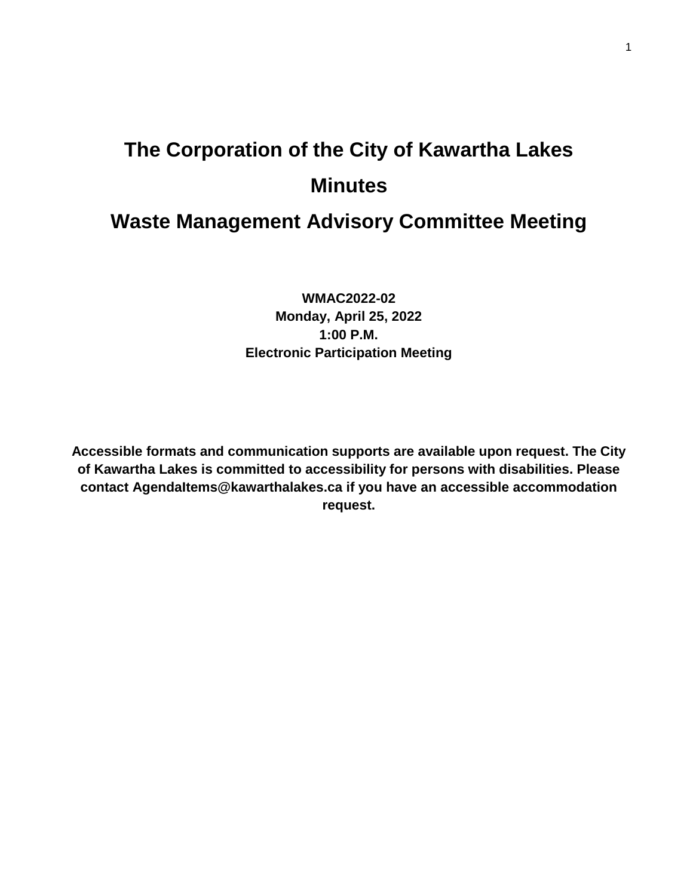# The Corporation of the City of Kawartha Lakes

# Minutes

# Waste Management Advisory Committee Meeting

**WMAC2022-02**
**Monday, April 25, 2022**
**1:00 P.M.**
**Electronic Participation Meeting**

**Accessible formats and communication supports are available upon request. The City of Kawartha Lakes is committed to accessibility for persons with disabilities. Please contact AgendaItems@kawarthalakes.ca if you have an accessible accommodation request.**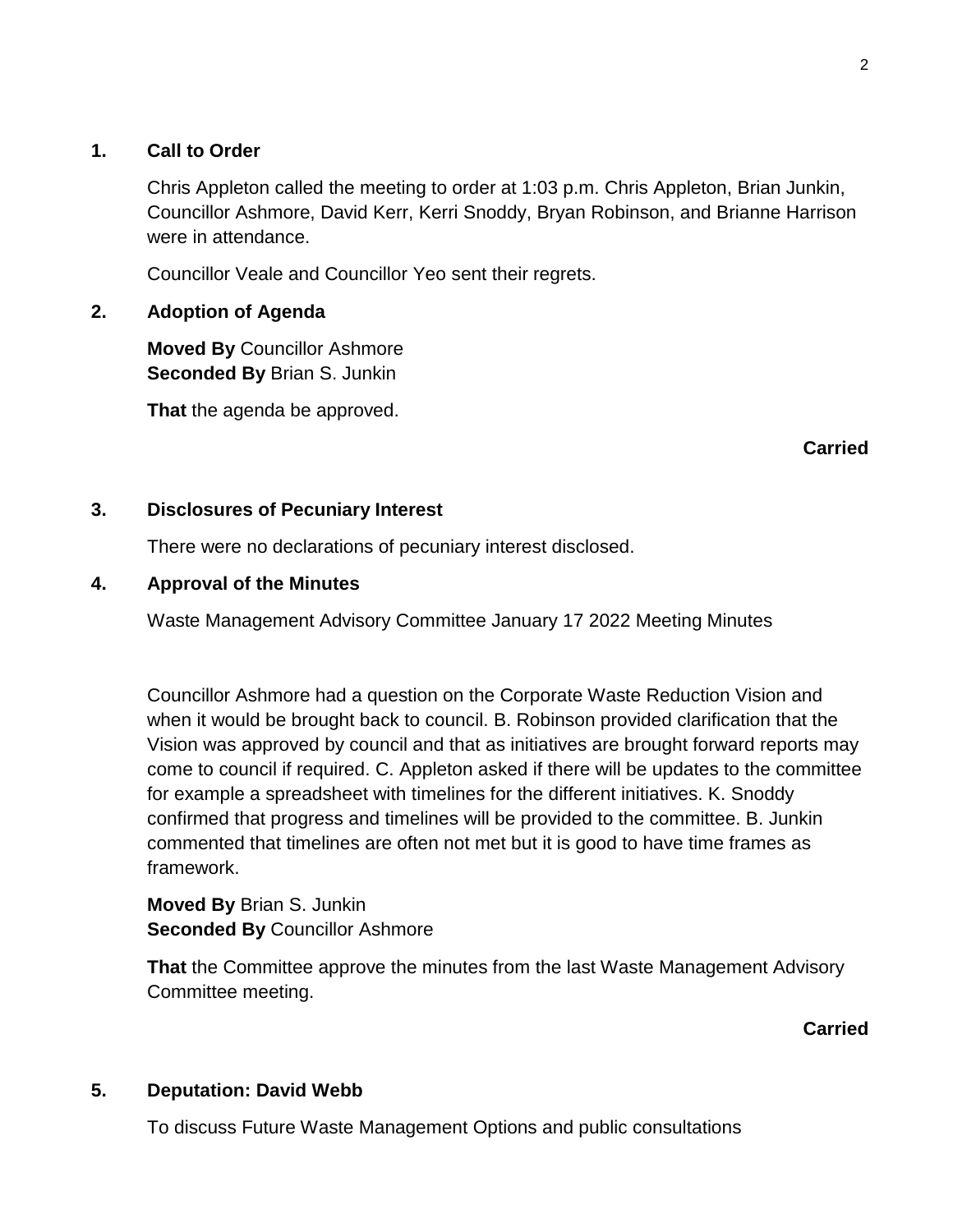## 1. Call to Order

Chris Appleton called the meeting to order at 1:03 p.m. Chris Appleton, Brian Junkin, Councillor Ashmore, David Kerr, Kerri Snoddy, Bryan Robinson, and Brianne Harrison were in attendance.

Councillor Veale and Councillor Yeo sent their regrets.

## 2. Adoption of Agenda

**Moved By** Councillor Ashmore
**Seconded By** Brian S. Junkin

**That** the agenda be approved.

**Carried**

## 3. Disclosures of Pecuniary Interest

There were no declarations of pecuniary interest disclosed.

## 4. Approval of the Minutes

Waste Management Advisory Committee January 17 2022 Meeting Minutes

Councillor Ashmore had a question on the Corporate Waste Reduction Vision and when it would be brought back to council. B. Robinson provided clarification that the Vision was approved by council and that as initiatives are brought forward reports may come to council if required. C. Appleton asked if there will be updates to the committee for example a spreadsheet with timelines for the different initiatives. K. Snoddy confirmed that progress and timelines will be provided to the committee. B. Junkin commented that timelines are often not met but it is good to have time frames as framework.

**Moved By** Brian S. Junkin
**Seconded By** Councillor Ashmore

**That** the Committee approve the minutes from the last Waste Management Advisory Committee meeting.

**Carried**

## 5. Deputation: David Webb

To discuss Future Waste Management Options and public consultations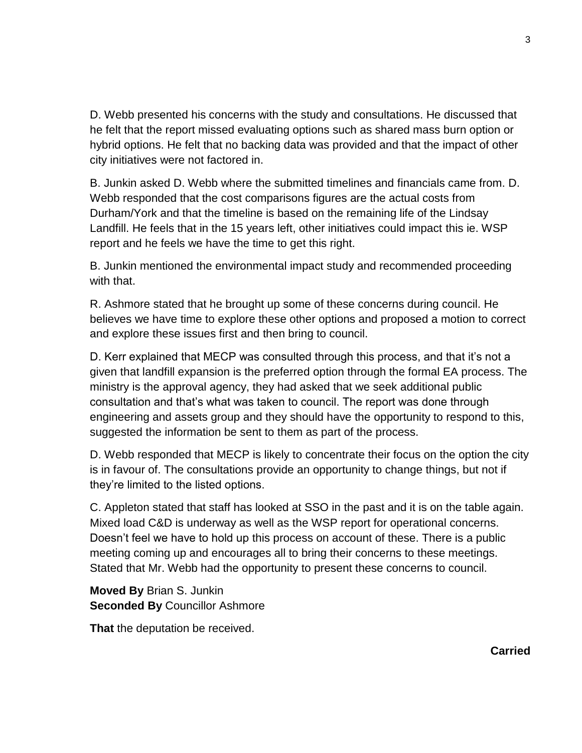D. Webb presented his concerns with the study and consultations. He discussed that he felt that the report missed evaluating options such as shared mass burn option or hybrid options. He felt that no backing data was provided and that the impact of other city initiatives were not factored in.

B. Junkin asked D. Webb where the submitted timelines and financials came from. D. Webb responded that the cost comparisons figures are the actual costs from Durham/York and that the timeline is based on the remaining life of the Lindsay Landfill. He feels that in the 15 years left, other initiatives could impact this ie. WSP report and he feels we have the time to get this right.

B. Junkin mentioned the environmental impact study and recommended proceeding with that.

R. Ashmore stated that he brought up some of these concerns during council. He believes we have time to explore these other options and proposed a motion to correct and explore these issues first and then bring to council.

D. Kerr explained that MECP was consulted through this process, and that it's not a given that landfill expansion is the preferred option through the formal EA process. The ministry is the approval agency, they had asked that we seek additional public consultation and that's what was taken to council. The report was done through engineering and assets group and they should have the opportunity to respond to this, suggested the information be sent to them as part of the process.

D. Webb responded that MECP is likely to concentrate their focus on the option the city is in favour of. The consultations provide an opportunity to change things, but not if they're limited to the listed options.

C. Appleton stated that staff has looked at SSO in the past and it is on the table again. Mixed load C&D is underway as well as the WSP report for operational concerns. Doesn't feel we have to hold up this process on account of these. There is a public meeting coming up and encourages all to bring their concerns to these meetings. Stated that Mr. Webb had the opportunity to present these concerns to council.

**Moved By** Brian S. Junkin
**Seconded By** Councillor Ashmore

**That** the deputation be received.

**Carried**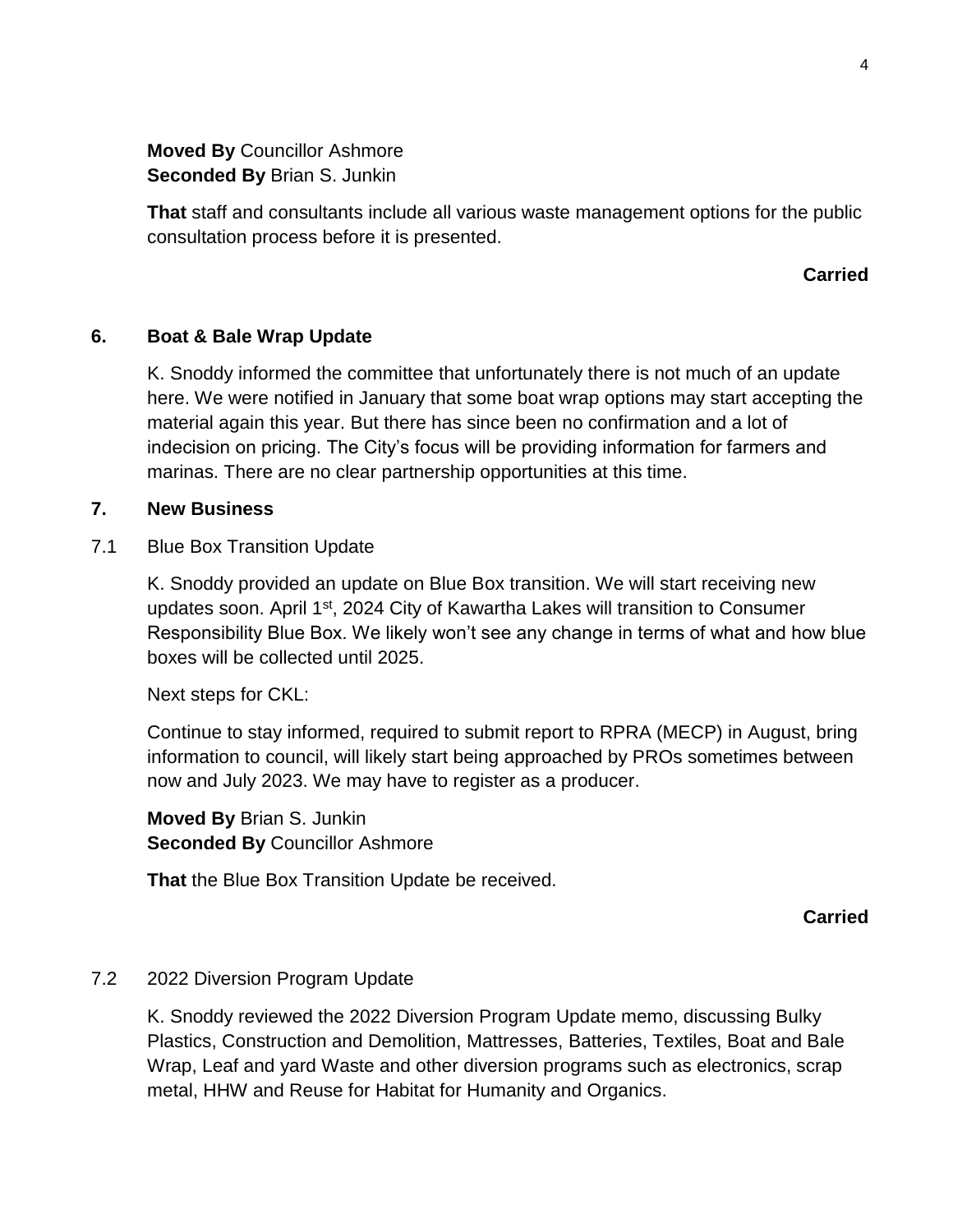**Moved By** Councillor Ashmore
**Seconded By** Brian S. Junkin

**That** staff and consultants include all various waste management options for the public consultation process before it is presented.

**Carried**

## 6. Boat & Bale Wrap Update

K. Snoddy informed the committee that unfortunately there is not much of an update here. We were notified in January that some boat wrap options may start accepting the material again this year. But there has since been no confirmation and a lot of indecision on pricing. The City's focus will be providing information for farmers and marinas. There are no clear partnership opportunities at this time.

## 7. New Business

### 7.1 Blue Box Transition Update

K. Snoddy provided an update on Blue Box transition. We will start receiving new updates soon. April 1st, 2024 City of Kawartha Lakes will transition to Consumer Responsibility Blue Box. We likely won't see any change in terms of what and how blue boxes will be collected until 2025.

Next steps for CKL:

Continue to stay informed, required to submit report to RPRA (MECP) in August, bring information to council, will likely start being approached by PROs sometimes between now and July 2023. We may have to register as a producer.

**Moved By** Brian S. Junkin
**Seconded By** Councillor Ashmore

**That** the Blue Box Transition Update be received.

**Carried**

### 7.2 2022 Diversion Program Update

K. Snoddy reviewed the 2022 Diversion Program Update memo, discussing Bulky Plastics, Construction and Demolition, Mattresses, Batteries, Textiles, Boat and Bale Wrap, Leaf and yard Waste and other diversion programs such as electronics, scrap metal, HHW and Reuse for Habitat for Humanity and Organics.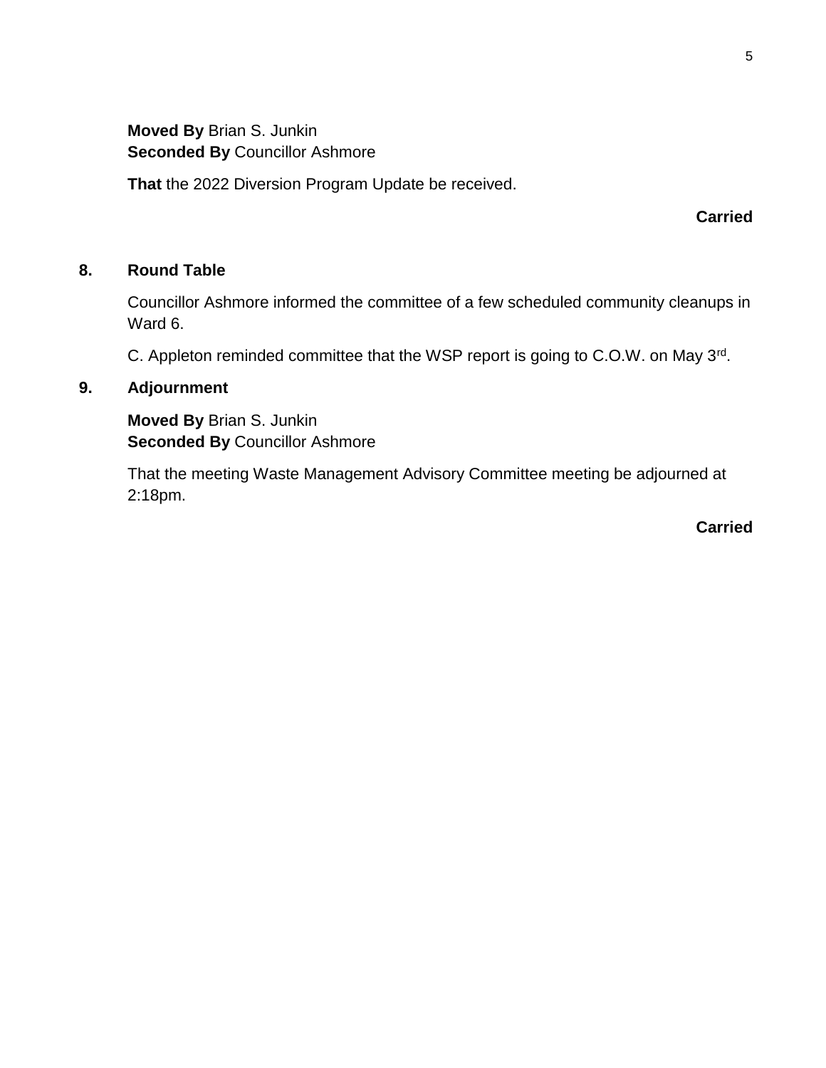**Moved By** Brian S. Junkin
**Seconded By** Councillor Ashmore

**That** the 2022 Diversion Program Update be received.

**Carried**

## 8. Round Table

Councillor Ashmore informed the committee of a few scheduled community cleanups in Ward 6.

C. Appleton reminded committee that the WSP report is going to C.O.W. on May 3rd.

## 9. Adjournment

**Moved By** Brian S. Junkin
**Seconded By** Councillor Ashmore

That the meeting Waste Management Advisory Committee meeting be adjourned at 2:18pm.

**Carried**